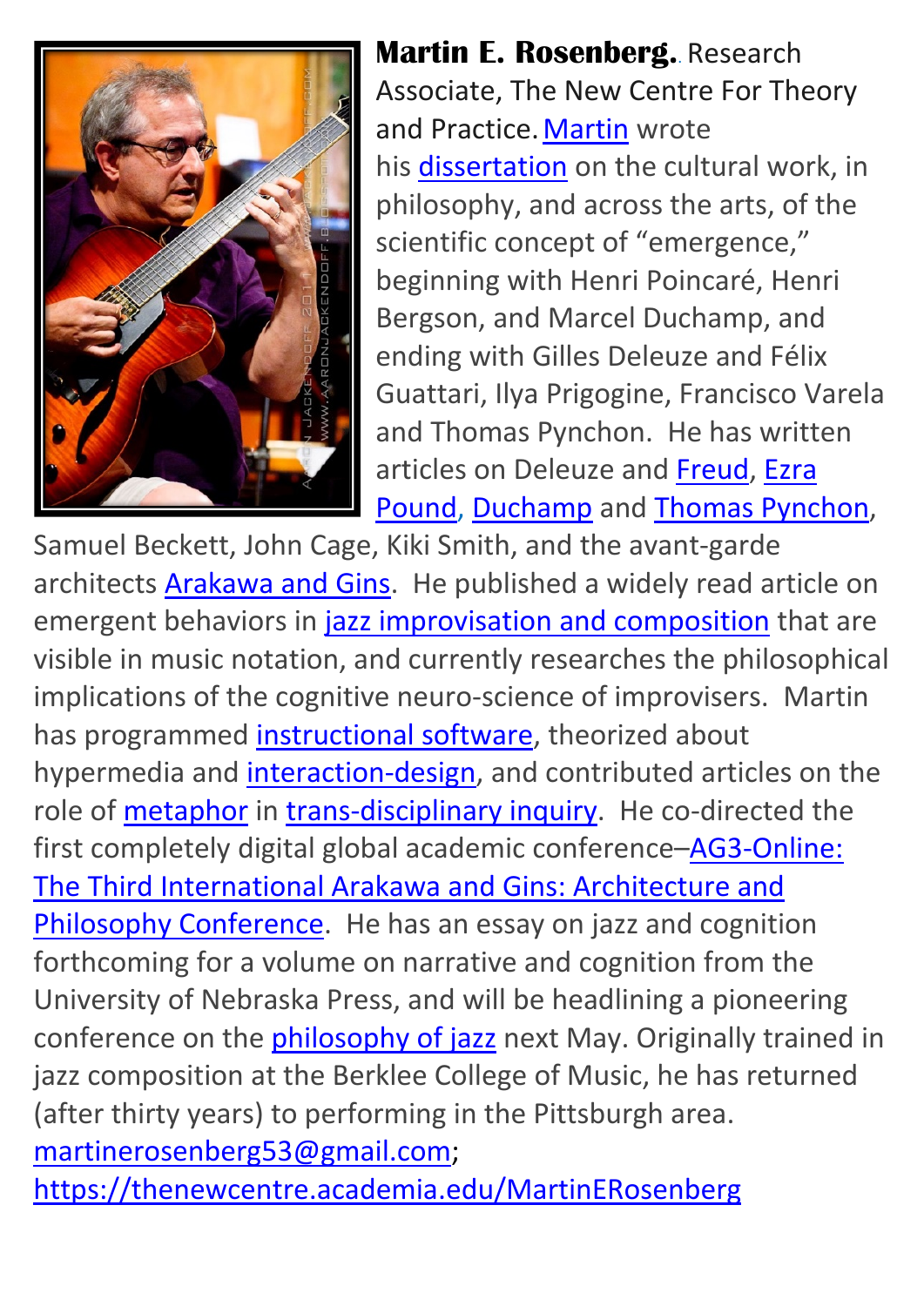**Martin E. Rosenberg.**. Research Associate, The New Centre For Theory and Practice. Martin wrote his dissertation on the cultural work, in philosophy, and across the arts, of the scientific concept of "emergence," beginning with Henri Poincaré, Henri Bergson, and Marcel Duchamp, and ending with Gilles Deleuze and Félix Guattari, Ilya Prigogine, Francisco Varela and Thomas Pynchon. He has written articles on Deleuze and Freud, Ezra Pound, Duchamp and Thomas Pynchon, Samuel Beckett, John Cage, Kiki Smith, and the avant-garde architects Arakawa and Gins. He published a widely read article on emergent behaviors in jazz improvisation and composition that are visible in music notation, and currently researches the philosophical implications of the cognitive neuro-science of improvisers. Martin has programmed instructional software, theorized about hypermedia and interaction-design, and contributed articles on the role of metaphor in trans-disciplinary inquiry. He co-directed the first completely digital global academic conference–AG3-Online: The Third International Arakawa and Gins: Architecture and Philosophy Conference. He has an essay on jazz and cognition forthcoming for a volume on narrative and cognition from the University of Nebraska Press, and will be headlining a pioneering conference on the philosophy of jazz next May. Originally trained in jazz composition at the Berklee College of Music, he has returned (after thirty years) to performing in the Pittsburgh area. martinerosenberg53@gmail.com; https://thenewcentre.academia.edu/MartinERosenberg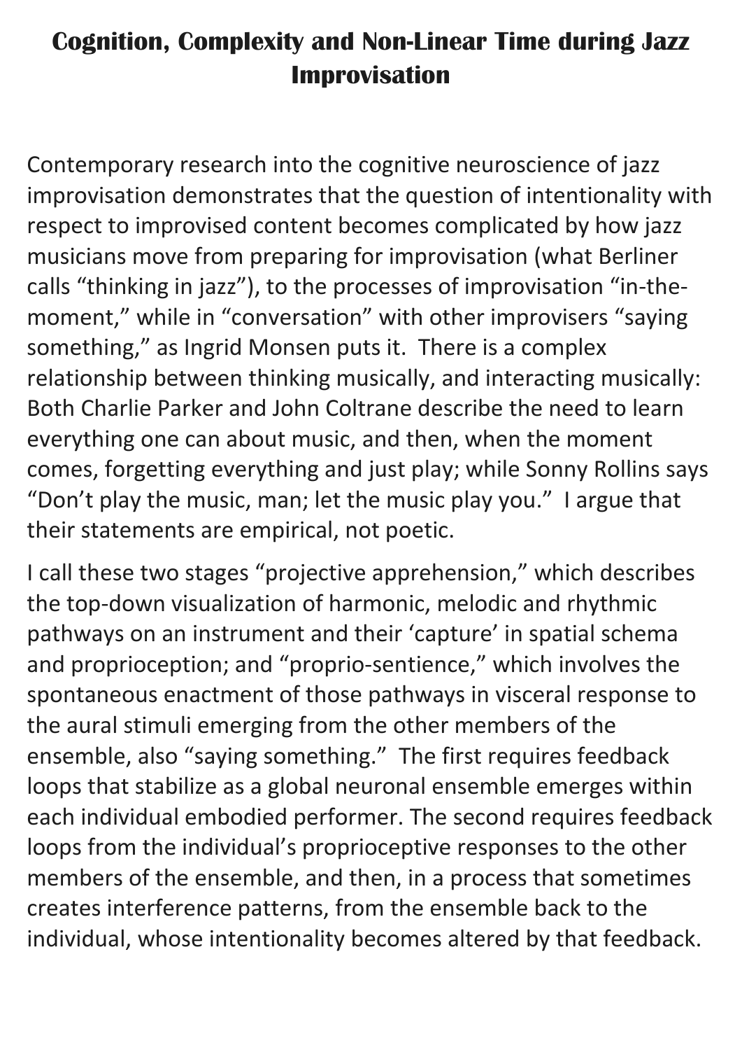# Cognition, Complexity and Non-Linear Time during Jazz Improvisation

Contemporary research into the cognitive neuroscience of jazz improvisation demonstrates that the question of intentionality with respect to improvised content becomes complicated by how jazz musicians move from preparing for improvisation (what Berliner calls "thinking in jazz"), to the processes of improvisation "in-the-moment," while in "conversation" with other improvisers "saying something," as Ingrid Monsen puts it. There is a complex relationship between thinking musically, and interacting musically: Both Charlie Parker and John Coltrane describe the need to learn everything one can about music, and then, when the moment comes, forgetting everything and just play; while Sonny Rollins says "Don't play the music, man; let the music play you." I argue that their statements are empirical, not poetic.

I call these two stages "projective apprehension," which describes the top-down visualization of harmonic, melodic and rhythmic pathways on an instrument and their 'capture' in spatial schema and proprioception; and "proprio-sentience," which involves the spontaneous enactment of those pathways in visceral response to the aural stimuli emerging from the other members of the ensemble, also "saying something." The first requires feedback loops that stabilize as a global neuronal ensemble emerges within each individual embodied performer. The second requires feedback loops from the individual's proprioceptive responses to the other members of the ensemble, and then, in a process that sometimes creates interference patterns, from the ensemble back to the individual, whose intentionality becomes altered by that feedback.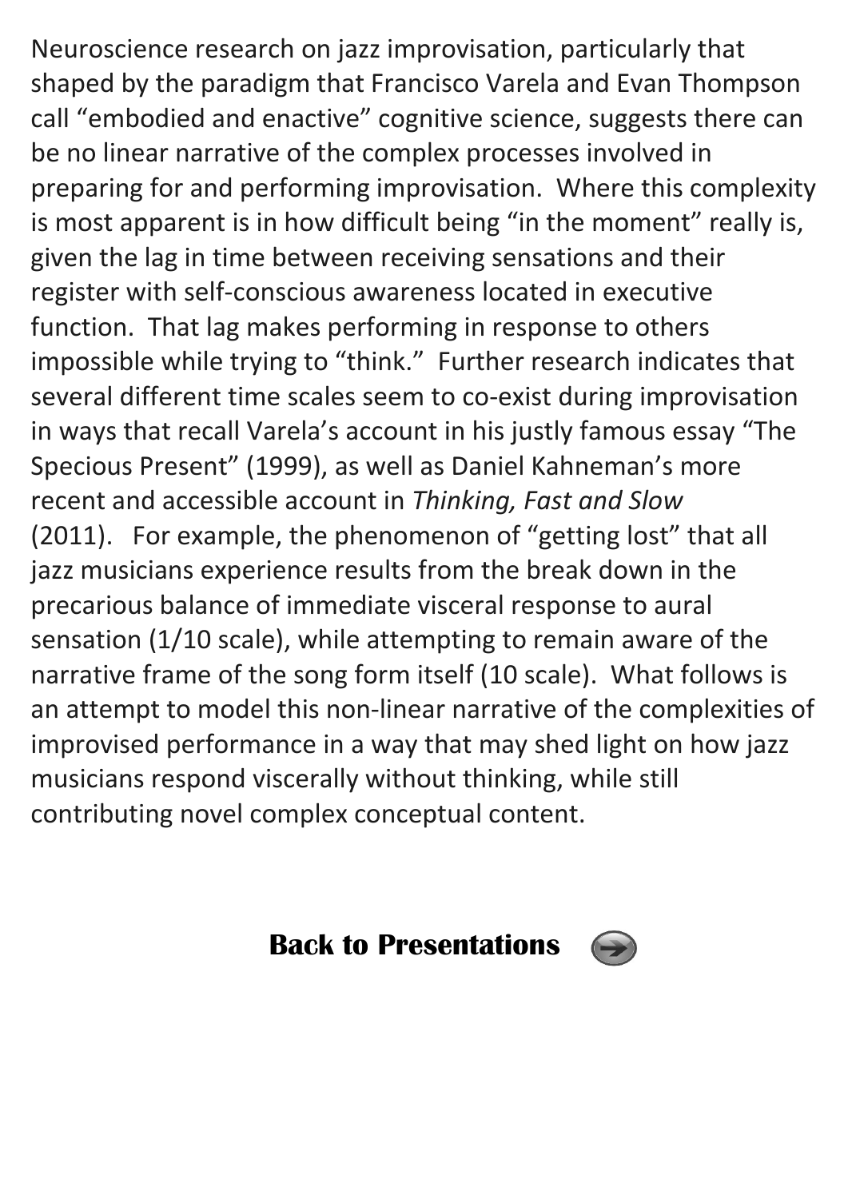Neuroscience research on jazz improvisation, particularly that shaped by the paradigm that Francisco Varela and Evan Thompson call "embodied and enactive" cognitive science, suggests there can be no linear narrative of the complex processes involved in preparing for and performing improvisation. Where this complexity is most apparent is in how difficult being "in the moment" really is, given the lag in time between receiving sensations and their register with self-conscious awareness located in executive function. That lag makes performing in response to others impossible while trying to "think." Further research indicates that several different time scales seem to co-exist during improvisation in ways that recall Varela's account in his justly famous essay "The Specious Present" (1999), as well as Daniel Kahneman's more recent and accessible account in *Thinking, Fast and Slow* (2011). For example, the phenomenon of "getting lost" that all jazz musicians experience results from the break down in the precarious balance of immediate visceral response to aural sensation (1/10 scale), while attempting to remain aware of the narrative frame of the song form itself (10 scale). What follows is an attempt to model this non-linear narrative of the complexities of improvised performance in a way that may shed light on how jazz musicians respond viscerally without thinking, while still contributing novel complex conceptual content.

**Back to Presentations**